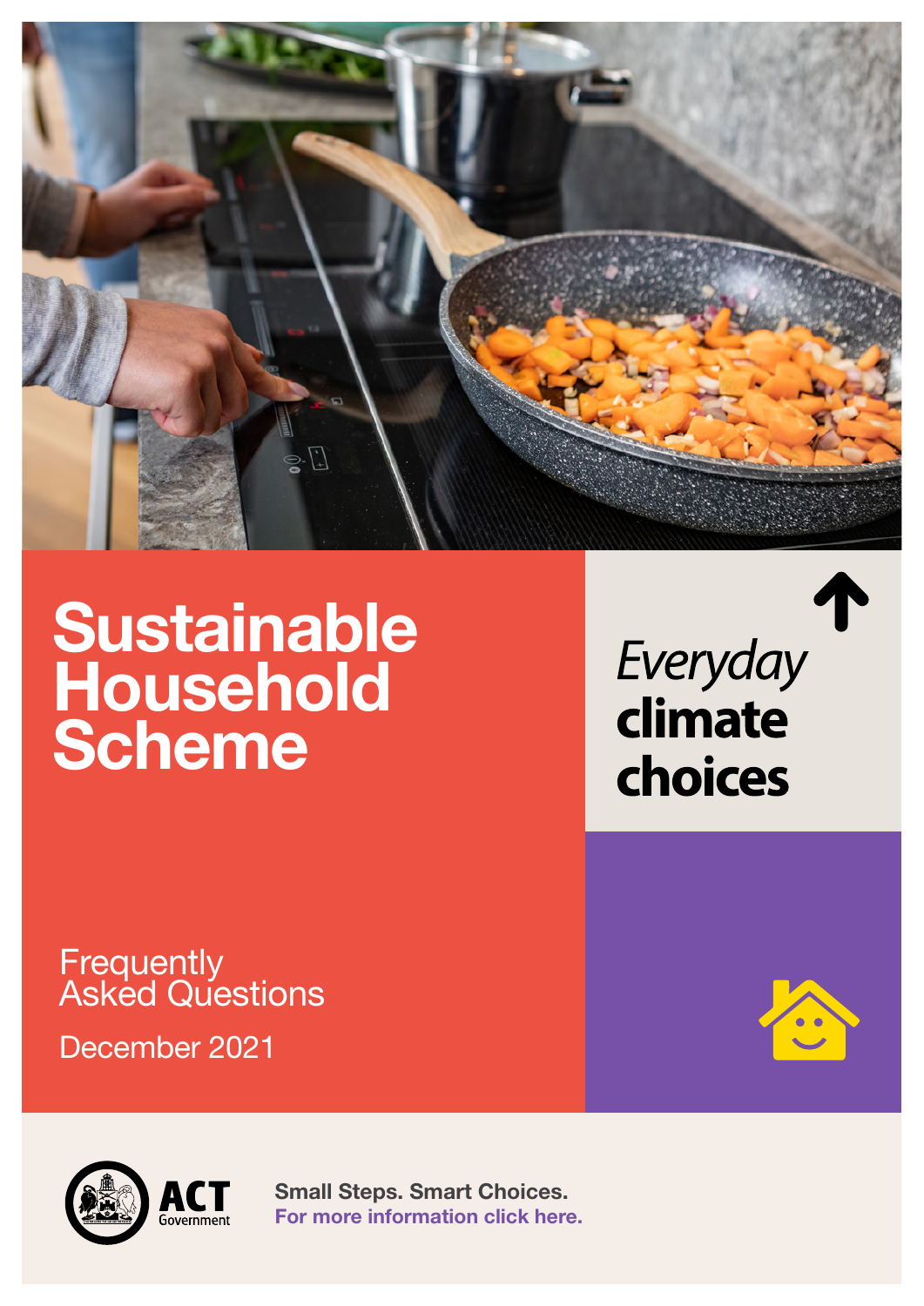# Sustainable Household Scheme

*Everyday* **climate choices**

Frequently Asked Questions

December 2021

ACT Government

Small Steps. Smart Choices.
For more information click here.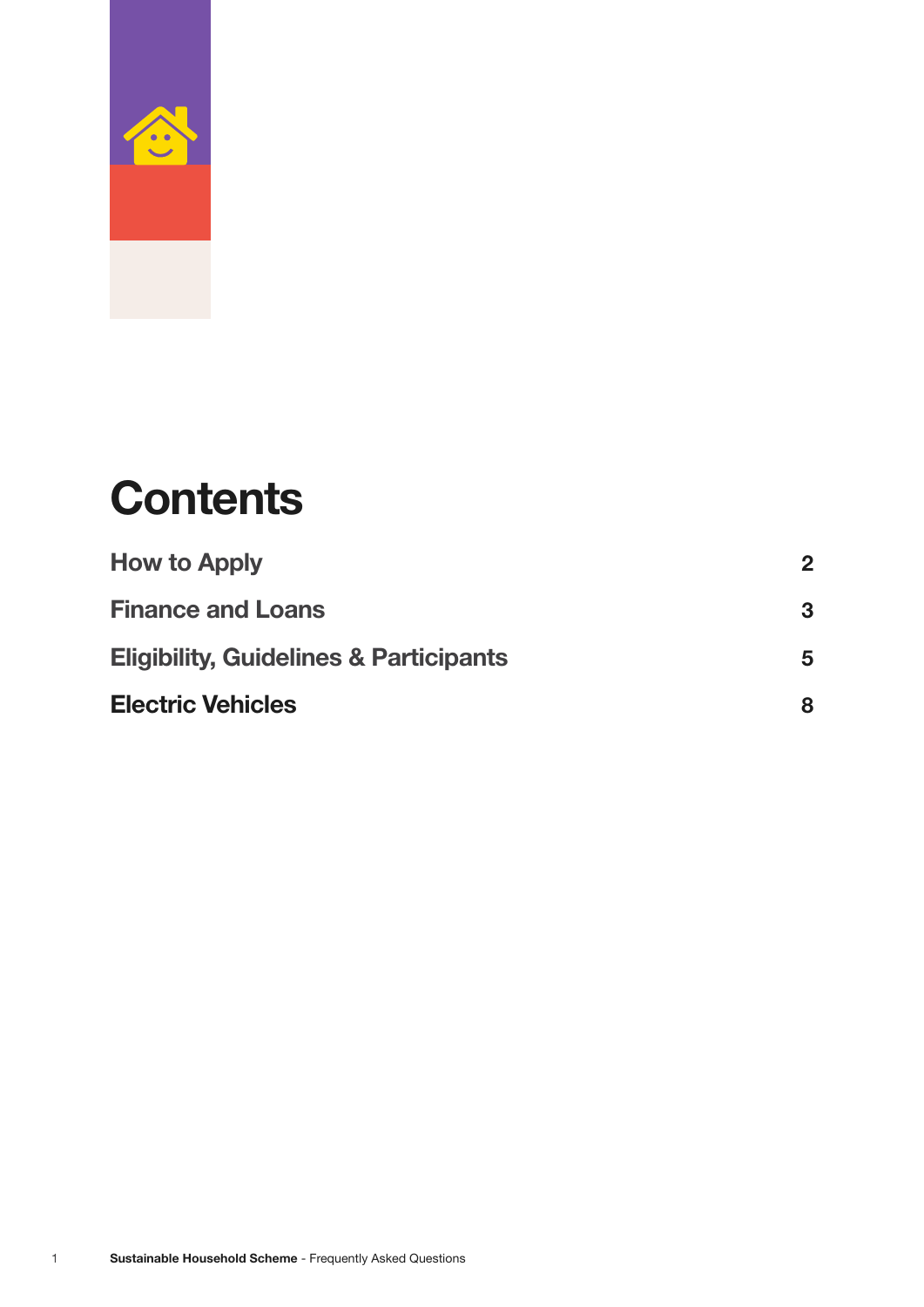# Contents

| | |
|---|---|
| **How to Apply** | **2** |
| **Finance and Loans** | **3** |
| **Eligibility, Guidelines & Participants** | **5** |
| **Electric Vehicles** | **8** |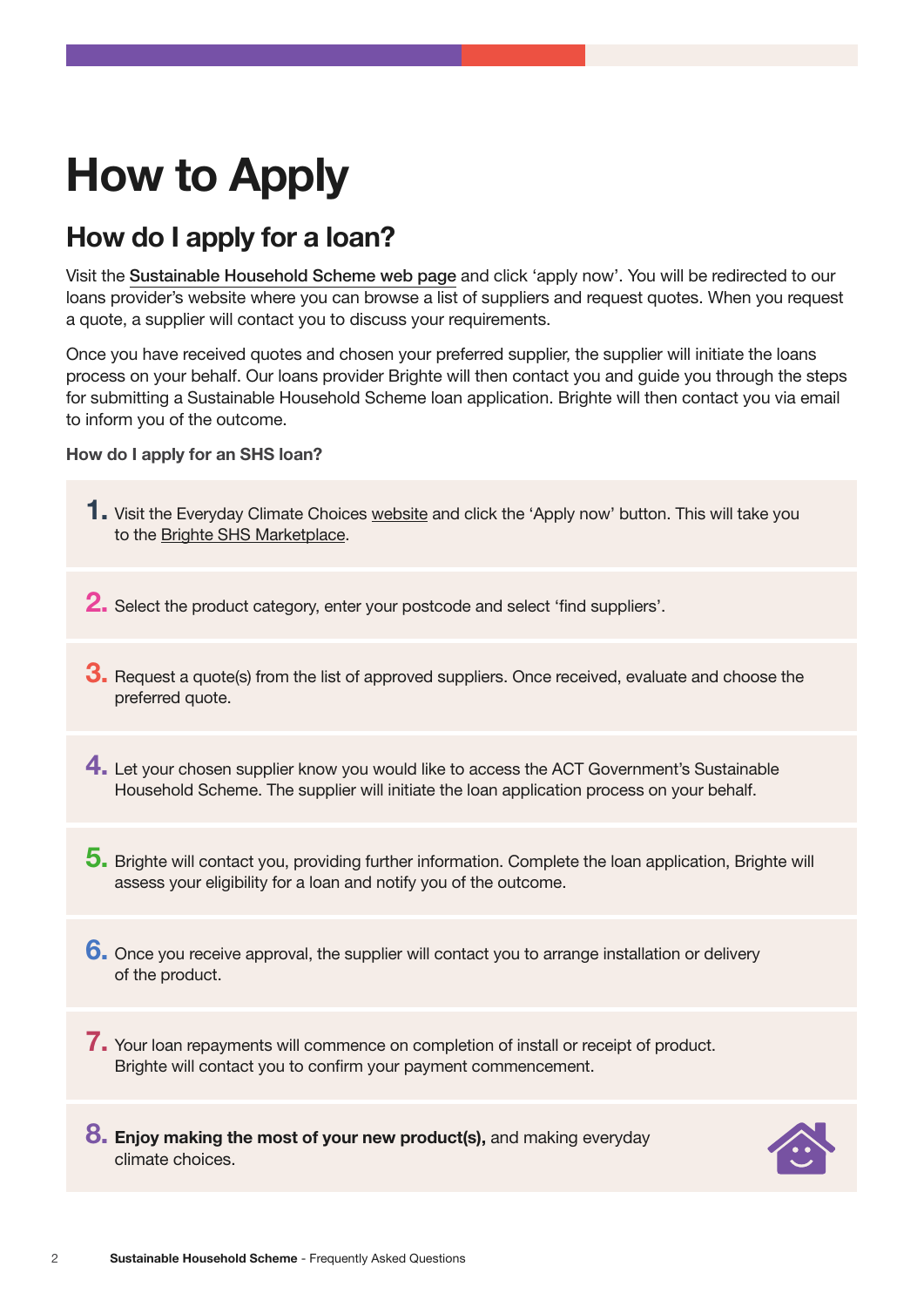# How to Apply

## How do I apply for a loan?

Visit the Sustainable Household Scheme web page and click 'apply now'. You will be redirected to our loans provider's website where you can browse a list of suppliers and request quotes. When you request a quote, a supplier will contact you to discuss your requirements.

Once you have received quotes and chosen your preferred supplier, the supplier will initiate the loans process on your behalf. Our loans provider Brighte will then contact you and guide you through the steps for submitting a Sustainable Household Scheme loan application. Brighte will then contact you via email to inform you of the outcome.

**How do I apply for an SHS loan?**

1. Visit the Everyday Climate Choices website and click the 'Apply now' button. This will take you to the Brighte SHS Marketplace.
2. Select the product category, enter your postcode and select 'find suppliers'.
3. Request a quote(s) from the list of approved suppliers. Once received, evaluate and choose the preferred quote.
4. Let your chosen supplier know you would like to access the ACT Government's Sustainable Household Scheme. The supplier will initiate the loan application process on your behalf.
5. Brighte will contact you, providing further information. Complete the loan application, Brighte will assess your eligibility for a loan and notify you of the outcome.
6. Once you receive approval, the supplier will contact you to arrange installation or delivery of the product.
7. Your loan repayments will commence on completion of install or receipt of product. Brighte will contact you to confirm your payment commencement.
8. **Enjoy making the most of your new product(s),** and making everyday climate choices.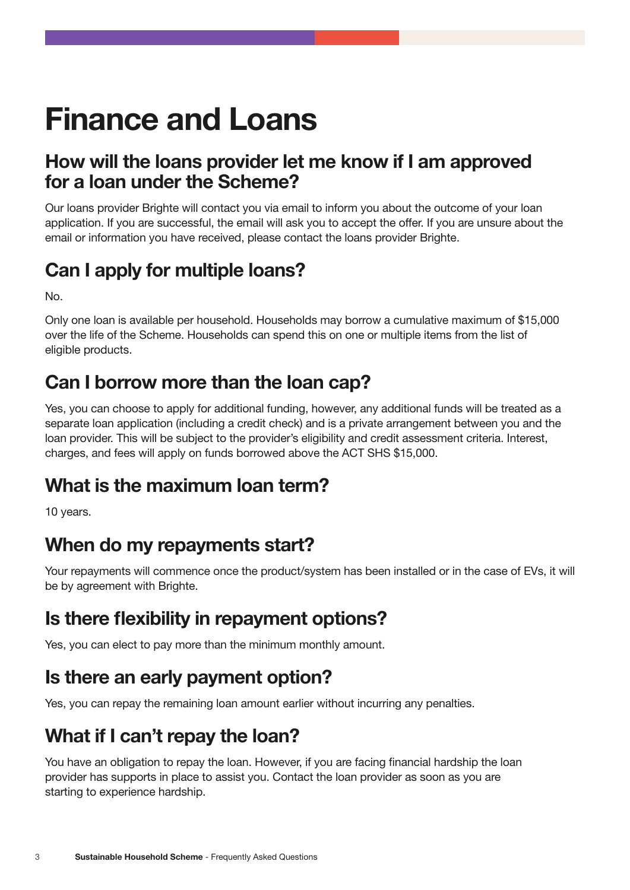# Finance and Loans

## How will the loans provider let me know if I am approved for a loan under the Scheme?

Our loans provider Brighte will contact you via email to inform you about the outcome of your loan application. If you are successful, the email will ask you to accept the offer. If you are unsure about the email or information you have received, please contact the loans provider Brighte.

## Can I apply for multiple loans?

No.

Only one loan is available per household. Households may borrow a cumulative maximum of $15,000 over the life of the Scheme. Households can spend this on one or multiple items from the list of eligible products.

## Can I borrow more than the loan cap?

Yes, you can choose to apply for additional funding, however, any additional funds will be treated as a separate loan application (including a credit check) and is a private arrangement between you and the loan provider. This will be subject to the provider's eligibility and credit assessment criteria. Interest, charges, and fees will apply on funds borrowed above the ACT SHS $15,000.

## What is the maximum loan term?

10 years.

## When do my repayments start?

Your repayments will commence once the product/system has been installed or in the case of EVs, it will be by agreement with Brighte.

## Is there flexibility in repayment options?

Yes, you can elect to pay more than the minimum monthly amount.

## Is there an early payment option?

Yes, you can repay the remaining loan amount earlier without incurring any penalties.

## What if I can't repay the loan?

You have an obligation to repay the loan. However, if you are facing financial hardship the loan provider has supports in place to assist you. Contact the loan provider as soon as you are starting to experience hardship.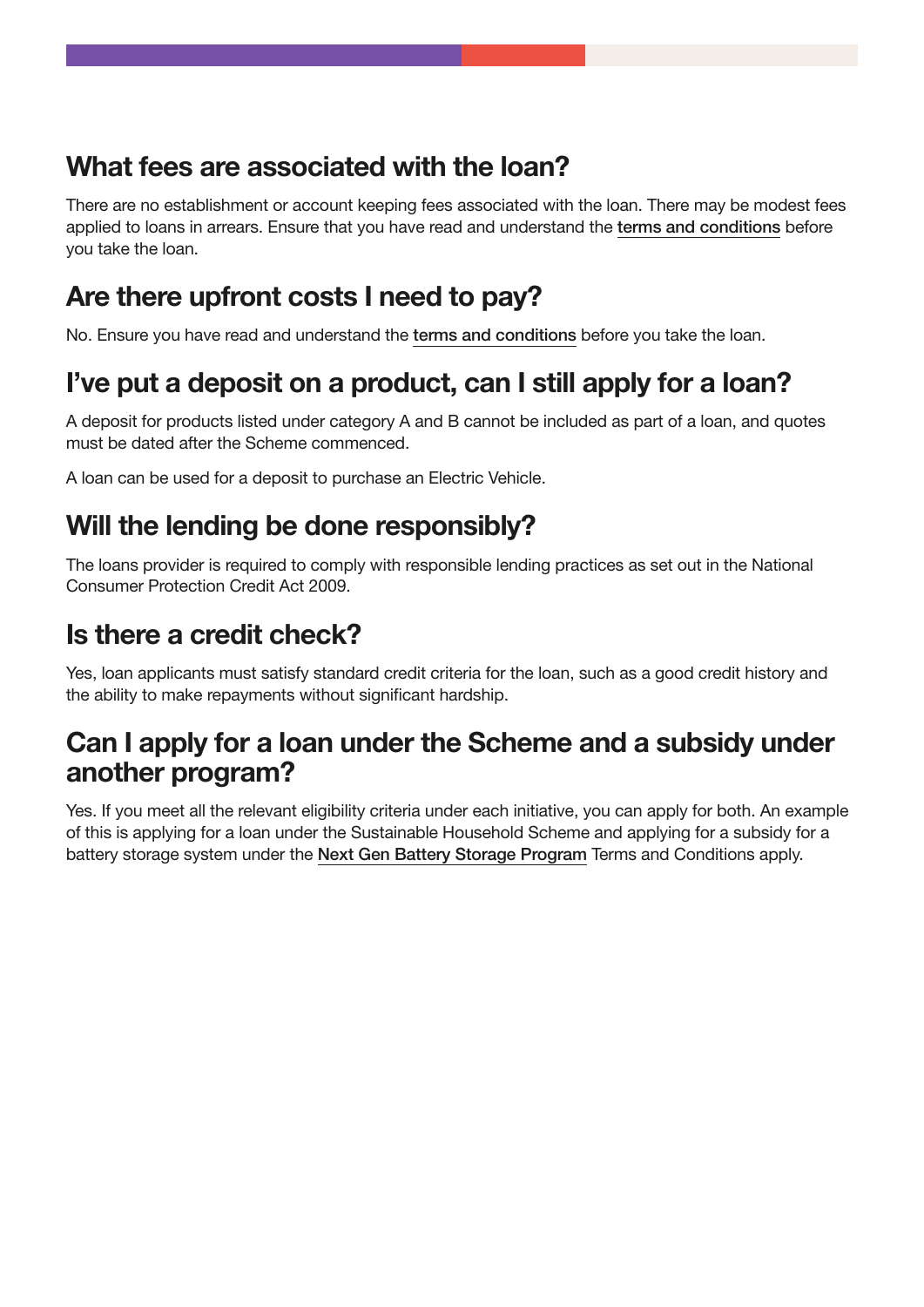## What fees are associated with the loan?

There are no establishment or account keeping fees associated with the loan. There may be modest fees applied to loans in arrears. Ensure that you have read and understand the terms and conditions before you take the loan.

## Are there upfront costs I need to pay?

No. Ensure you have read and understand the terms and conditions before you take the loan.

## I've put a deposit on a product, can I still apply for a loan?

A deposit for products listed under category A and B cannot be included as part of a loan, and quotes must be dated after the Scheme commenced.

A loan can be used for a deposit to purchase an Electric Vehicle.

## Will the lending be done responsibly?

The loans provider is required to comply with responsible lending practices as set out in the National Consumer Protection Credit Act 2009.

## Is there a credit check?

Yes, loan applicants must satisfy standard credit criteria for the loan, such as a good credit history and the ability to make repayments without significant hardship.

## Can I apply for a loan under the Scheme and a subsidy under another program?

Yes. If you meet all the relevant eligibility criteria under each initiative, you can apply for both. An example of this is applying for a loan under the Sustainable Household Scheme and applying for a subsidy for a battery storage system under the Next Gen Battery Storage Program Terms and Conditions apply.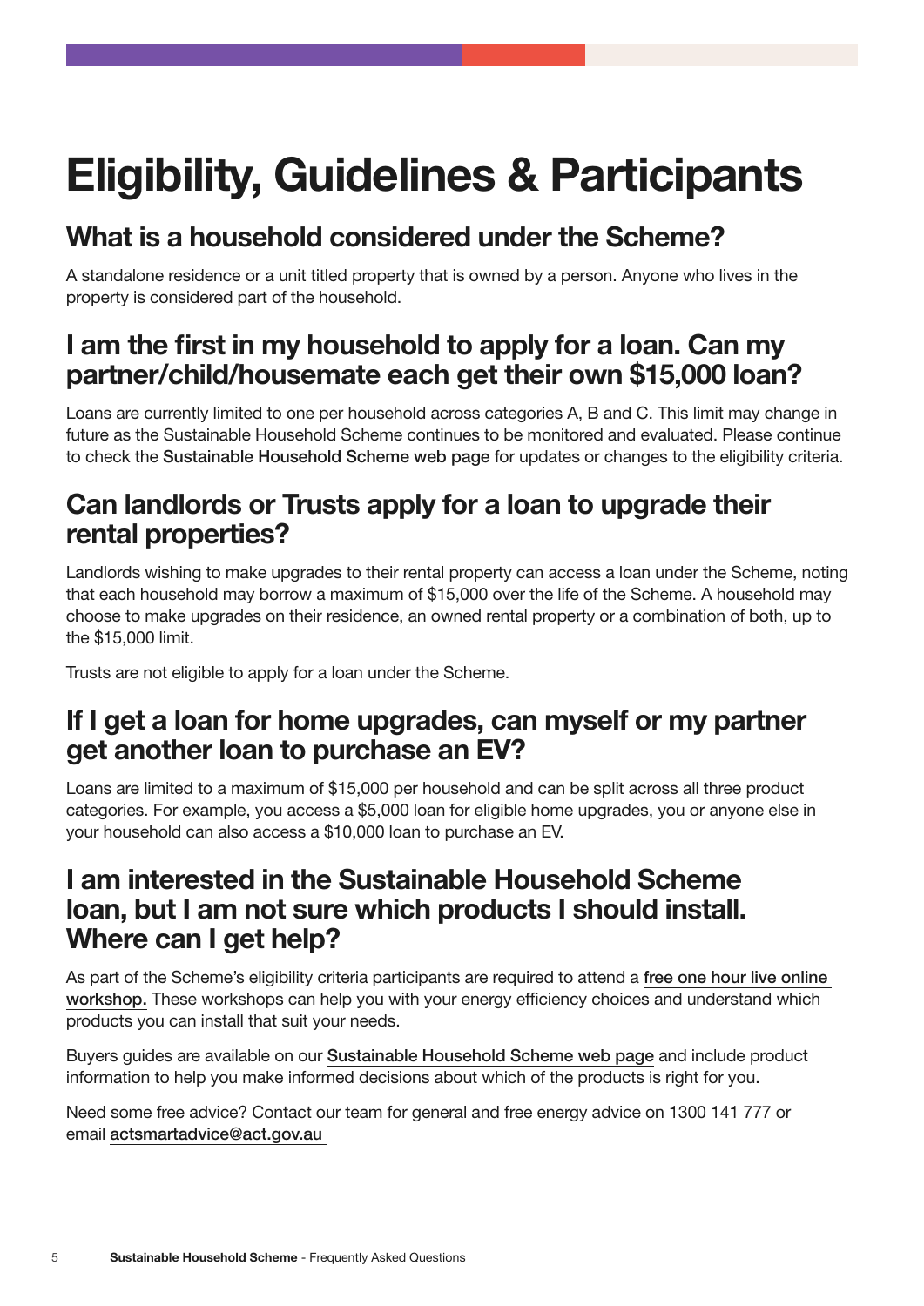# Eligibility, Guidelines & Participants

## What is a household considered under the Scheme?

A standalone residence or a unit titled property that is owned by a person. Anyone who lives in the property is considered part of the household.

## I am the first in my household to apply for a loan. Can my partner/child/housemate each get their own $15,000 loan?

Loans are currently limited to one per household across categories A, B and C. This limit may change in future as the Sustainable Household Scheme continues to be monitored and evaluated. Please continue to check the Sustainable Household Scheme web page for updates or changes to the eligibility criteria.

## Can landlords or Trusts apply for a loan to upgrade their rental properties?

Landlords wishing to make upgrades to their rental property can access a loan under the Scheme, noting that each household may borrow a maximum of $15,000 over the life of the Scheme. A household may choose to make upgrades on their residence, an owned rental property or a combination of both, up to the $15,000 limit.

Trusts are not eligible to apply for a loan under the Scheme.

## If I get a loan for home upgrades, can myself or my partner get another loan to purchase an EV?

Loans are limited to a maximum of $15,000 per household and can be split across all three product categories. For example, you access a $5,000 loan for eligible home upgrades, you or anyone else in your household can also access a $10,000 loan to purchase an EV.

## I am interested in the Sustainable Household Scheme loan, but I am not sure which products I should install. Where can I get help?

As part of the Scheme's eligibility criteria participants are required to attend a free one hour live online workshop. These workshops can help you with your energy efficiency choices and understand which products you can install that suit your needs.

Buyers guides are available on our Sustainable Household Scheme web page and include product information to help you make informed decisions about which of the products is right for you.

Need some free advice? Contact our team for general and free energy advice on 1300 141 777 or email actsmartadvice@act.gov.au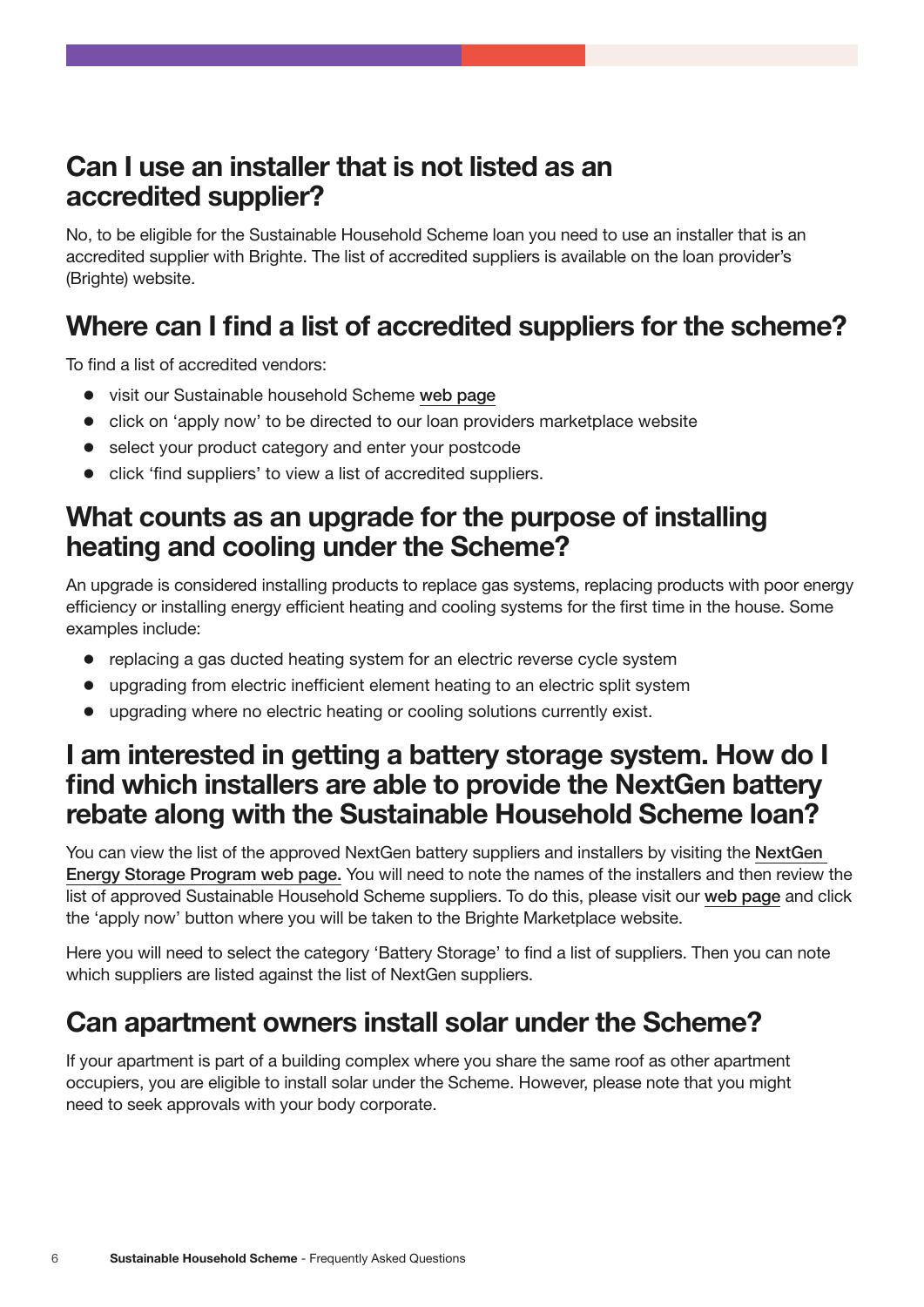## Can I use an installer that is not listed as an accredited supplier?

No, to be eligible for the Sustainable Household Scheme loan you need to use an installer that is an accredited supplier with Brighte. The list of accredited suppliers is available on the loan provider's (Brighte) website.

## Where can I find a list of accredited suppliers for the scheme?

To find a list of accredited vendors:

- visit our Sustainable household Scheme web page
- click on 'apply now' to be directed to our loan providers marketplace website
- select your product category and enter your postcode
- click 'find suppliers' to view a list of accredited suppliers.

## What counts as an upgrade for the purpose of installing heating and cooling under the Scheme?

An upgrade is considered installing products to replace gas systems, replacing products with poor energy efficiency or installing energy efficient heating and cooling systems for the first time in the house. Some examples include:

- replacing a gas ducted heating system for an electric reverse cycle system
- upgrading from electric inefficient element heating to an electric split system
- upgrading where no electric heating or cooling solutions currently exist.

## I am interested in getting a battery storage system. How do I find which installers are able to provide the NextGen battery rebate along with the Sustainable Household Scheme loan?

You can view the list of the approved NextGen battery suppliers and installers by visiting the NextGen Energy Storage Program web page. You will need to note the names of the installers and then review the list of approved Sustainable Household Scheme suppliers. To do this, please visit our web page and click the 'apply now' button where you will be taken to the Brighte Marketplace website.

Here you will need to select the category 'Battery Storage' to find a list of suppliers. Then you can note which suppliers are listed against the list of NextGen suppliers.

## Can apartment owners install solar under the Scheme?

If your apartment is part of a building complex where you share the same roof as other apartment occupiers, you are eligible to install solar under the Scheme. However, please note that you might need to seek approvals with your body corporate.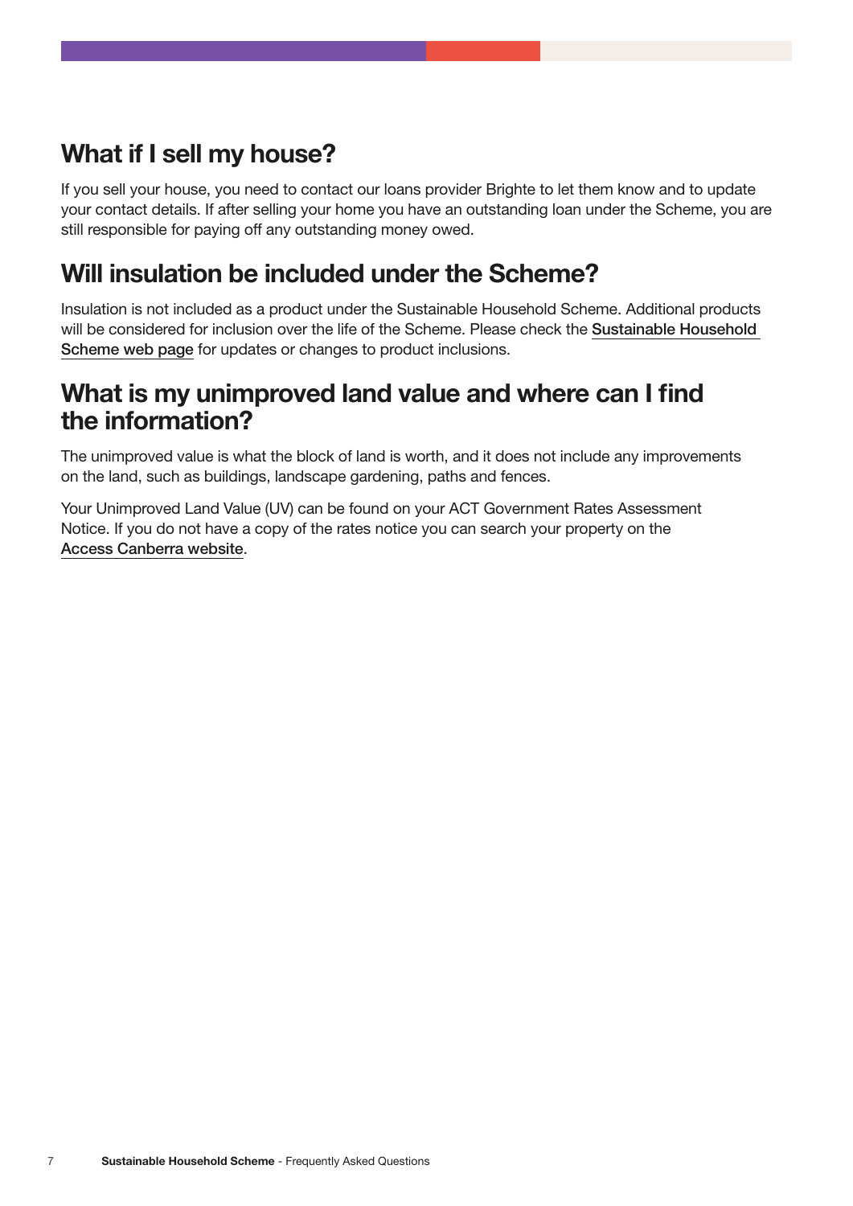## What if I sell my house?

If you sell your house, you need to contact our loans provider Brighte to let them know and to update your contact details. If after selling your home you have an outstanding loan under the Scheme, you are still responsible for paying off any outstanding money owed.

## Will insulation be included under the Scheme?

Insulation is not included as a product under the Sustainable Household Scheme. Additional products will be considered for inclusion over the life of the Scheme. Please check the Sustainable Household Scheme web page for updates or changes to product inclusions.

## What is my unimproved land value and where can I find the information?

The unimproved value is what the block of land is worth, and it does not include any improvements on the land, such as buildings, landscape gardening, paths and fences.

Your Unimproved Land Value (UV) can be found on your ACT Government Rates Assessment Notice. If you do not have a copy of the rates notice you can search your property on the Access Canberra website.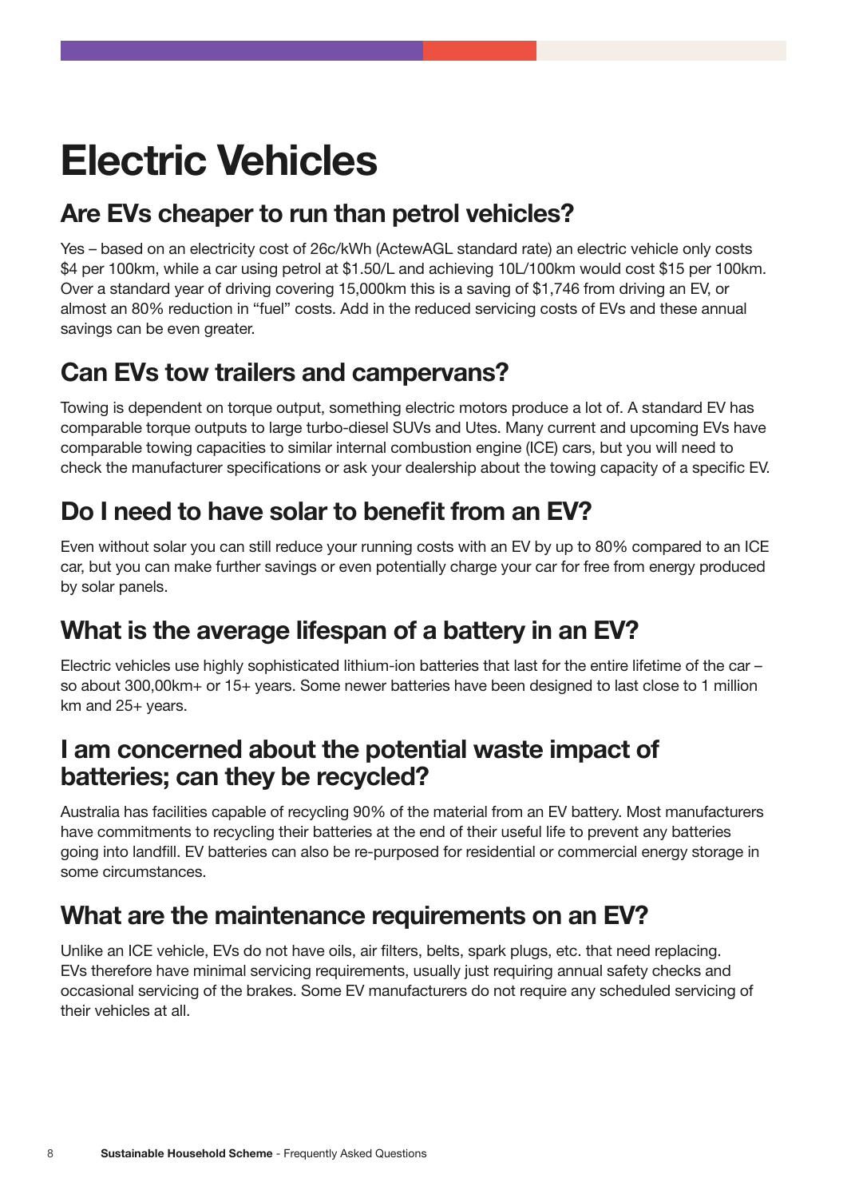# Electric Vehicles

## Are EVs cheaper to run than petrol vehicles?

Yes – based on an electricity cost of 26c/kWh (ActewAGL standard rate) an electric vehicle only costs $4 per 100km, while a car using petrol at $1.50/L and achieving 10L/100km would cost $15 per 100km. Over a standard year of driving covering 15,000km this is a saving of $1,746 from driving an EV, or almost an 80% reduction in "fuel" costs. Add in the reduced servicing costs of EVs and these annual savings can be even greater.

## Can EVs tow trailers and campervans?

Towing is dependent on torque output, something electric motors produce a lot of. A standard EV has comparable torque outputs to large turbo-diesel SUVs and Utes. Many current and upcoming EVs have comparable towing capacities to similar internal combustion engine (ICE) cars, but you will need to check the manufacturer specifications or ask your dealership about the towing capacity of a specific EV.

## Do I need to have solar to benefit from an EV?

Even without solar you can still reduce your running costs with an EV by up to 80% compared to an ICE car, but you can make further savings or even potentially charge your car for free from energy produced by solar panels.

## What is the average lifespan of a battery in an EV?

Electric vehicles use highly sophisticated lithium-ion batteries that last for the entire lifetime of the car – so about 300,00km+ or 15+ years. Some newer batteries have been designed to last close to 1 million km and 25+ years.

## I am concerned about the potential waste impact of batteries; can they be recycled?

Australia has facilities capable of recycling 90% of the material from an EV battery. Most manufacturers have commitments to recycling their batteries at the end of their useful life to prevent any batteries going into landfill. EV batteries can also be re-purposed for residential or commercial energy storage in some circumstances.

## What are the maintenance requirements on an EV?

Unlike an ICE vehicle, EVs do not have oils, air filters, belts, spark plugs, etc. that need replacing. EVs therefore have minimal servicing requirements, usually just requiring annual safety checks and occasional servicing of the brakes. Some EV manufacturers do not require any scheduled servicing of their vehicles at all.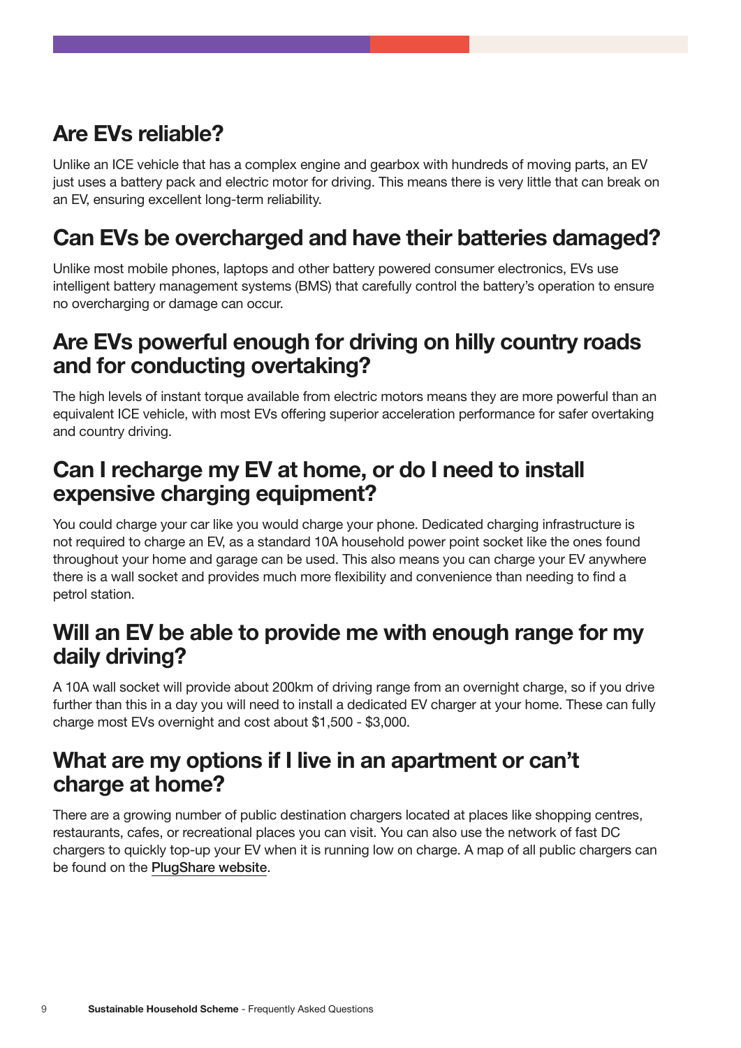## Are EVs reliable?

Unlike an ICE vehicle that has a complex engine and gearbox with hundreds of moving parts, an EV just uses a battery pack and electric motor for driving. This means there is very little that can break on an EV, ensuring excellent long-term reliability.

## Can EVs be overcharged and have their batteries damaged?

Unlike most mobile phones, laptops and other battery powered consumer electronics, EVs use intelligent battery management systems (BMS) that carefully control the battery's operation to ensure no overcharging or damage can occur.

## Are EVs powerful enough for driving on hilly country roads and for conducting overtaking?

The high levels of instant torque available from electric motors means they are more powerful than an equivalent ICE vehicle, with most EVs offering superior acceleration performance for safer overtaking and country driving.

## Can I recharge my EV at home, or do I need to install expensive charging equipment?

You could charge your car like you would charge your phone. Dedicated charging infrastructure is not required to charge an EV, as a standard 10A household power point socket like the ones found throughout your home and garage can be used. This also means you can charge your EV anywhere there is a wall socket and provides much more flexibility and convenience than needing to find a petrol station.

## Will an EV be able to provide me with enough range for my daily driving?

A 10A wall socket will provide about 200km of driving range from an overnight charge, so if you drive further than this in a day you will need to install a dedicated EV charger at your home. These can fully charge most EVs overnight and cost about $1,500 - $3,000.

## What are my options if I live in an apartment or can't charge at home?

There are a growing number of public destination chargers located at places like shopping centres, restaurants, cafes, or recreational places you can visit. You can also use the network of fast DC chargers to quickly top-up your EV when it is running low on charge. A map of all public chargers can be found on the PlugShare website.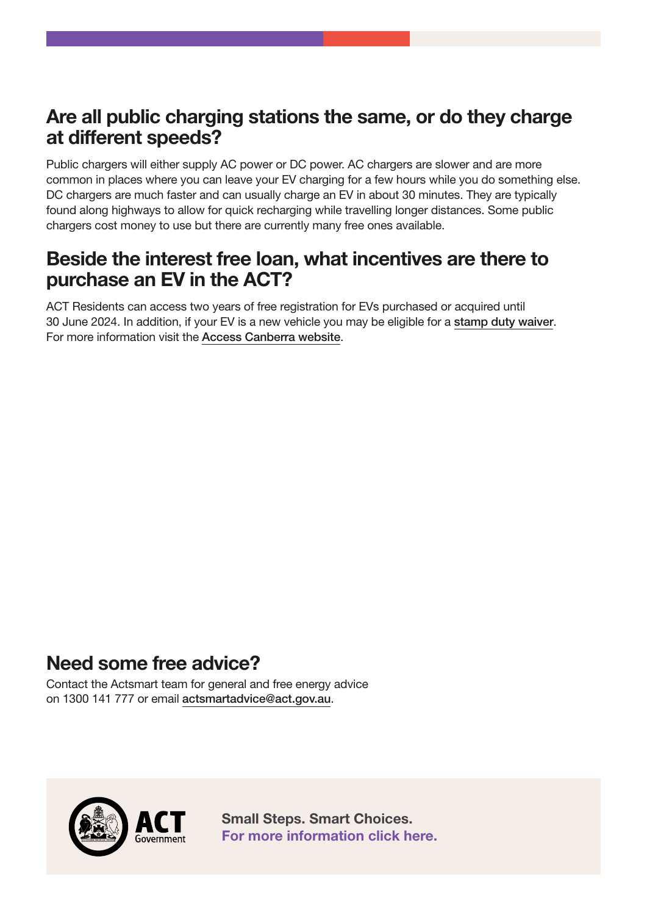## Are all public charging stations the same, or do they charge at different speeds?

Public chargers will either supply AC power or DC power. AC chargers are slower and are more common in places where you can leave your EV charging for a few hours while you do something else. DC chargers are much faster and can usually charge an EV in about 30 minutes. They are typically found along highways to allow for quick recharging while travelling longer distances. Some public chargers cost money to use but there are currently many free ones available.

## Beside the interest free loan, what incentives are there to purchase an EV in the ACT?

ACT Residents can access two years of free registration for EVs purchased or acquired until 30 June 2024. In addition, if your EV is a new vehicle you may be eligible for a stamp duty waiver. For more information visit the Access Canberra website.

## Need some free advice?

Contact the Actsmart team for general and free energy advice on 1300 141 777 or email actsmartadvice@act.gov.au.

ACT Government

**Small Steps. Smart Choices.**
**For more information click here.**